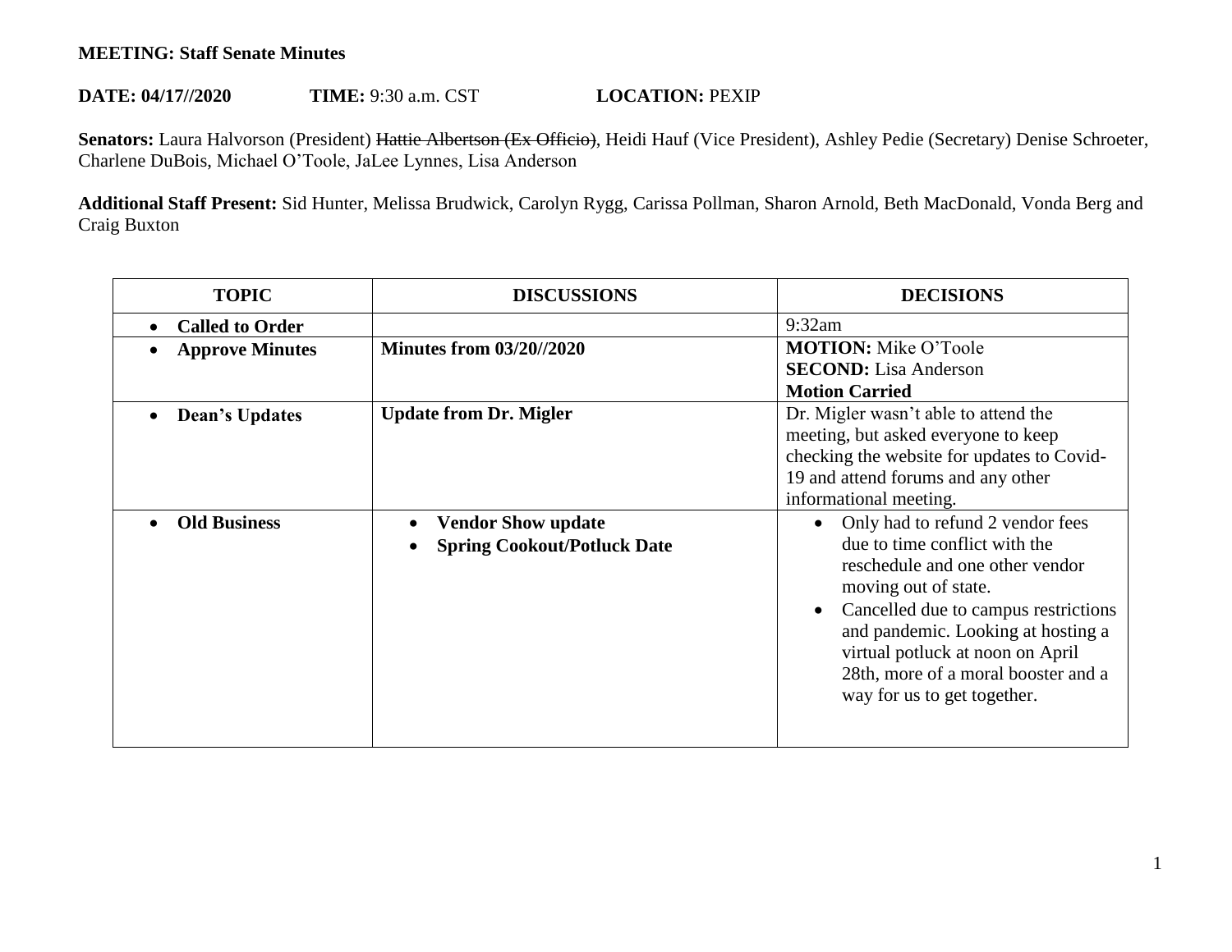**MEETING: Staff Senate Minutes**

**DATE: 04/17//2020** **TIME:** 9:30 a.m. CST **LOCATION:** PEXIP

**Senators:** Laura Halvorson (President) ~~Hattie Albertson (Ex Officio)~~, Heidi Hauf (Vice President), Ashley Pedie (Secretary) Denise Schroeter, Charlene DuBois, Michael O'Toole, JaLee Lynnes, Lisa Anderson

**Additional Staff Present:** Sid Hunter, Melissa Brudwick, Carolyn Rygg, Carissa Pollman, Sharon Arnold, Beth MacDonald, Vonda Berg and Craig Buxton

| TOPIC | DISCUSSIONS | DECISIONS |
|---|---|---|
| • **Called to Order** | | 9:32am |
| • **Approve Minutes** | **Minutes from 03/20//2020** | **MOTION:** Mike O'Toole<br>**SECOND:** Lisa Anderson<br>**Motion Carried** |
| • **Dean's Updates** | **Update from Dr. Migler** | Dr. Migler wasn't able to attend the meeting, but asked everyone to keep checking the website for updates to Covid-19 and attend forums and any other informational meeting. |
| • **Old Business** | • **Vendor Show update**<br>• **Spring Cookout/Potluck Date** | • Only had to refund 2 vendor fees due to time conflict with the reschedule and one other vendor moving out of state.<br>• Cancelled due to campus restrictions and pandemic. Looking at hosting a virtual potluck at noon on April 28th, more of a moral booster and a way for us to get together. |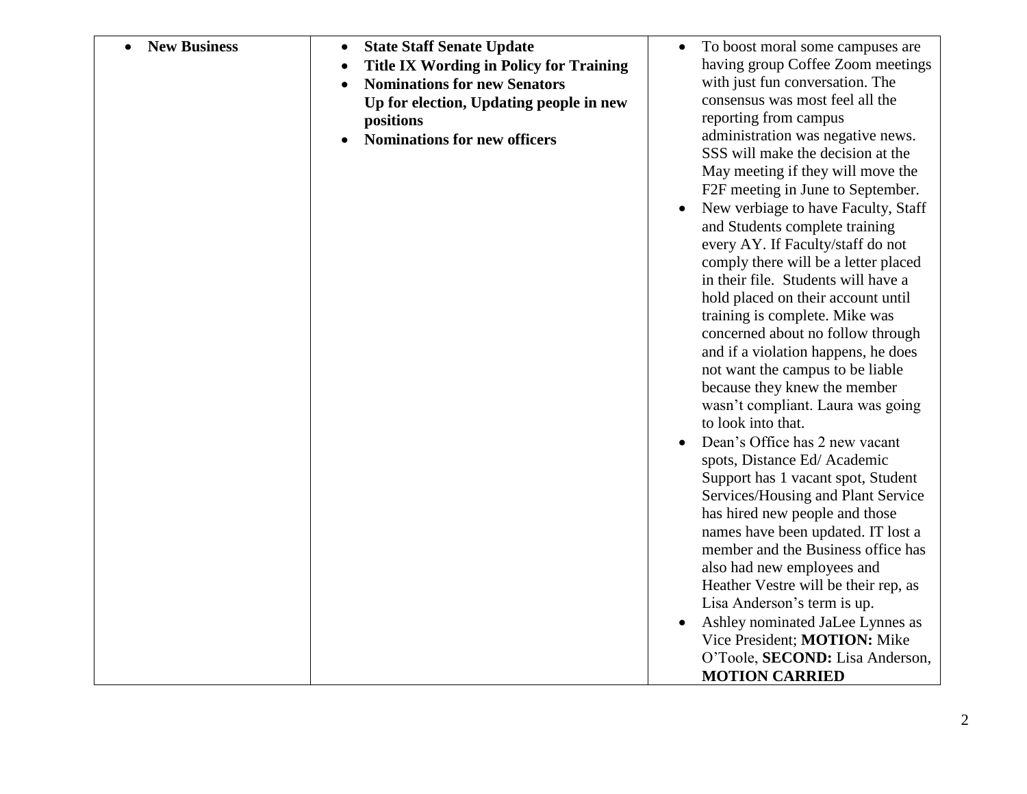| | | |
|---|---|---|
| • **New Business** | • **State Staff Senate Update**<br>• **Title IX Wording in Policy for Training**<br>• **Nominations for new Senators Up for election, Updating people in new positions**<br>• **Nominations for new officers** | • To boost moral some campuses are having group Coffee Zoom meetings with just fun conversation. The consensus was most feel all the reporting from campus administration was negative news. SSS will make the decision at the May meeting if they will move the F2F meeting in June to September.<br>• New verbiage to have Faculty, Staff and Students complete training every AY. If Faculty/staff do not comply there will be a letter placed in their file. Students will have a hold placed on their account until training is complete. Mike was concerned about no follow through and if a violation happens, he does not want the campus to be liable because they knew the member wasn't compliant. Laura was going to look into that.<br>• Dean's Office has 2 new vacant spots, Distance Ed/ Academic Support has 1 vacant spot, Student Services/Housing and Plant Service has hired new people and those names have been updated. IT lost a member and the Business office has also had new employees and Heather Vestre will be their rep, as Lisa Anderson's term is up.<br>• Ashley nominated JaLee Lynnes as Vice President; **MOTION:** Mike O'Toole, **SECOND:** Lisa Anderson, **MOTION CARRIED** |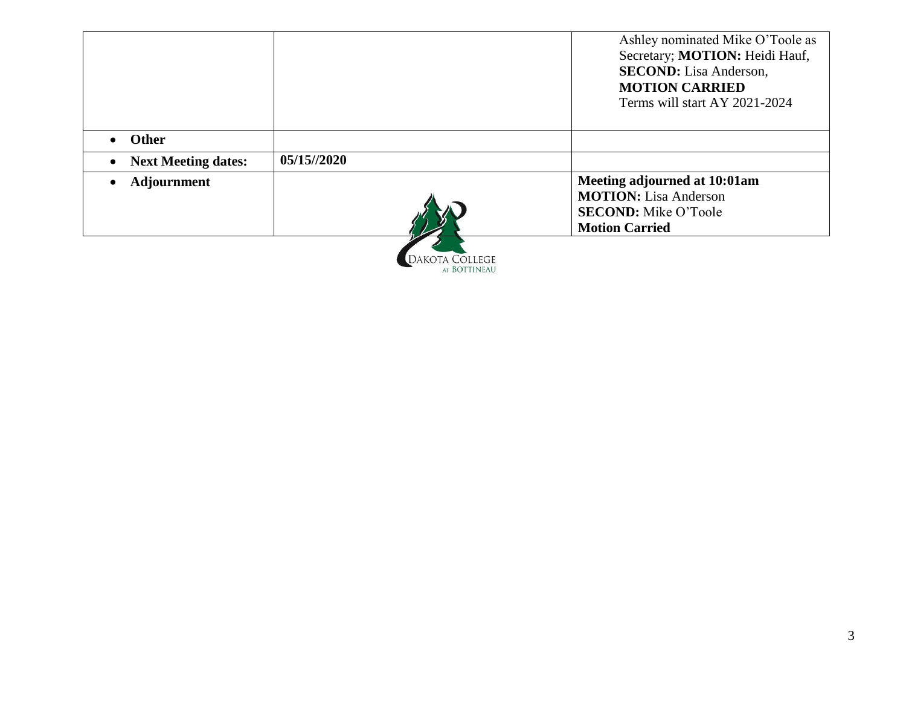| | | |
|---|---|---|
| | | Ashley nominated Mike O'Toole as Secretary; **MOTION:** Heidi Hauf, **SECOND:** Lisa Anderson, **MOTION CARRIED** Terms will start AY 2021-2024 |
| • **Other** | | |
| • **Next Meeting dates:** | **05/15//2020** | |
| • **Adjournment** | | **Meeting adjourned at 10:01am** **MOTION:** Lisa Anderson **SECOND:** Mike O'Toole **Motion Carried** |

DAKOTA COLLEGE AT BOTTINEAU